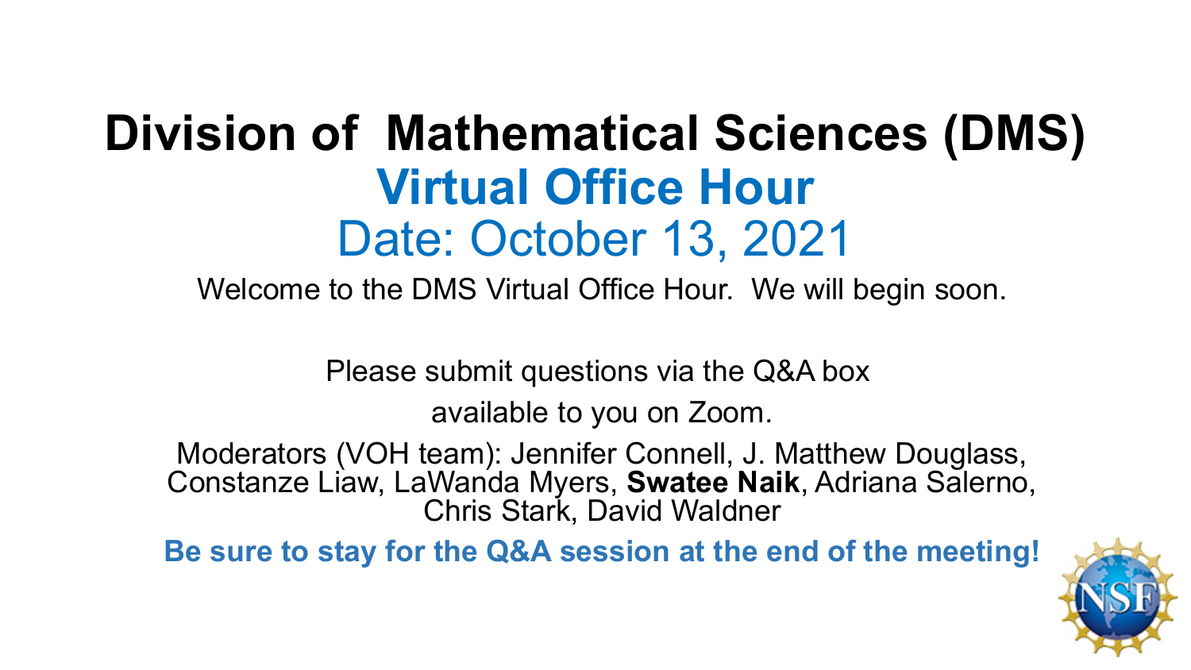# Division of Mathematical Sciences (DMS)

## Virtual Office Hour

## Date: October 13, 2021

Welcome to the DMS Virtual Office Hour. We will begin soon.

Please submit questions via the Q&A box available to you on Zoom.

Moderators (VOH team): Jennifer Connell, J. Matthew Douglass, Constanze Liaw, LaWanda Myers, **Swatee Naik**, Adriana Salerno, Chris Stark, David Waldner

**Be sure to stay for the Q&A session at the end of the meeting!**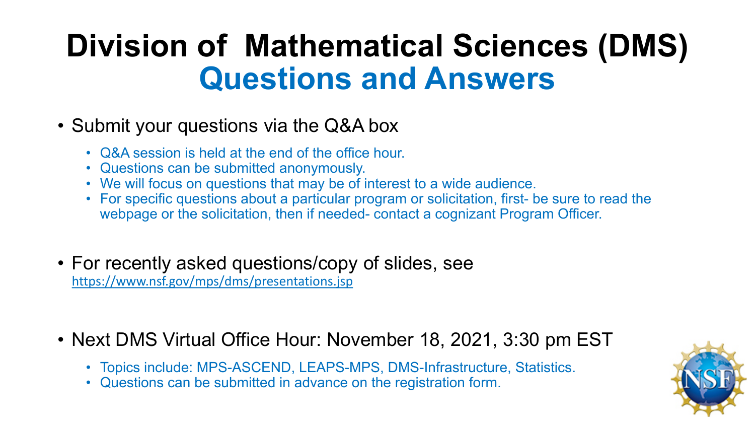# Division of Mathematical Sciences (DMS)
## Questions and Answers

- Submit your questions via the Q&A box
  - Q&A session is held at the end of the office hour.
  - Questions can be submitted anonymously.
  - We will focus on questions that may be of interest to a wide audience.
  - For specific questions about a particular program or solicitation, first- be sure to read the webpage or the solicitation, then if needed- contact a cognizant Program Officer.

- For recently asked questions/copy of slides, see https://www.nsf.gov/mps/dms/presentations.jsp

- Next DMS Virtual Office Hour: November 18, 2021, 3:30 pm EST
  - Topics include: MPS-ASCEND, LEAPS-MPS, DMS-Infrastructure, Statistics.
  - Questions can be submitted in advance on the registration form.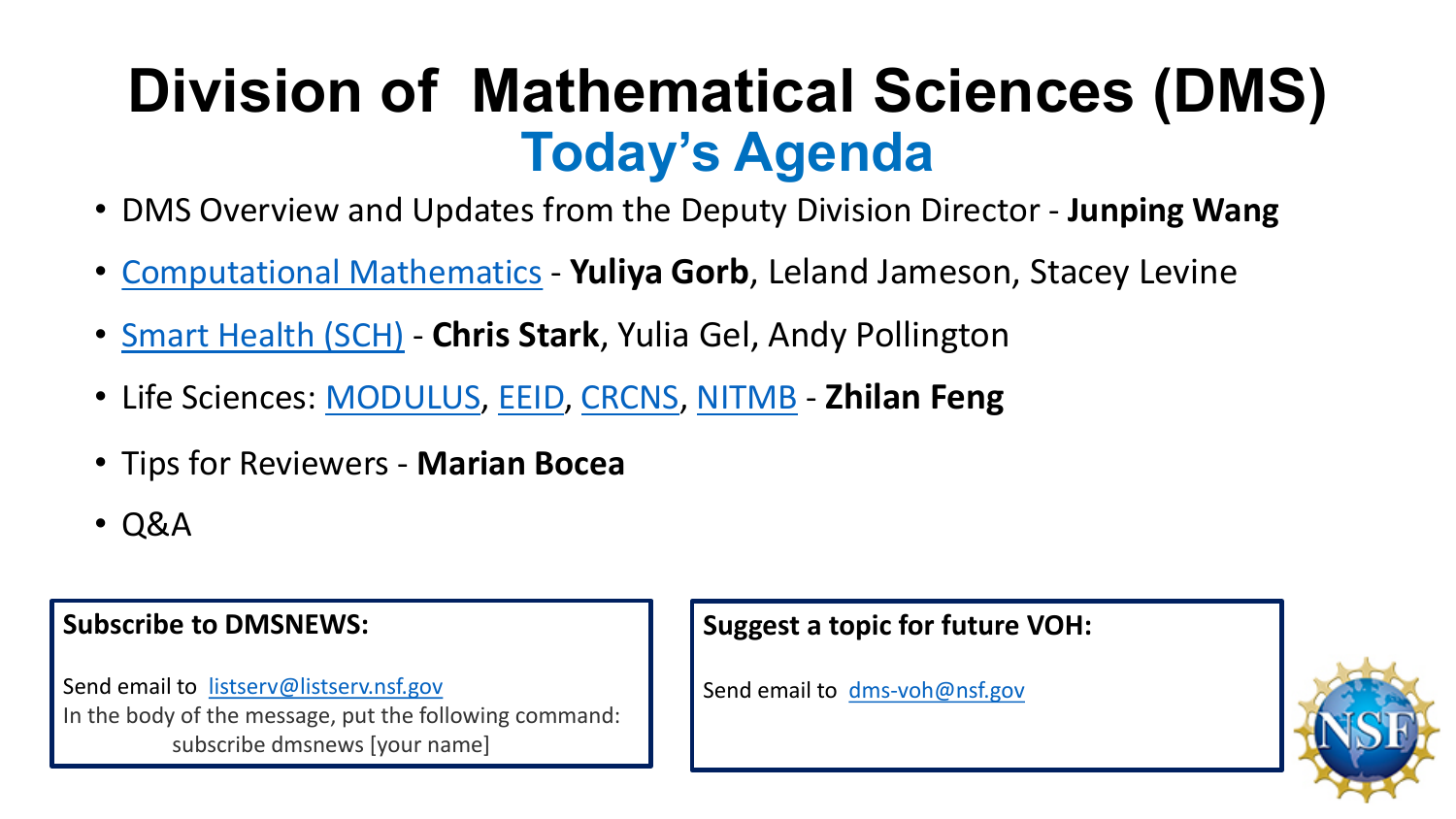# Division of Mathematical Sciences (DMS)

## Today's Agenda

- DMS Overview and Updates from the Deputy Division Director - **Junping Wang**
- Computational Mathematics - **Yuliya Gorb**, Leland Jameson, Stacey Levine
- Smart Health (SCH) - **Chris Stark**, Yulia Gel, Andy Pollington
- Life Sciences: MODULUS, EEID, CRCNS, NITMB - **Zhilan Feng**
- Tips for Reviewers - **Marian Bocea**
- Q&A

**Subscribe to DMSNEWS:**

Send email to listserv@listserv.nsf.gov
In the body of the message, put the following command:
subscribe dmsnews [your name]

**Suggest a topic for future VOH:**

Send email to dms-voh@nsf.gov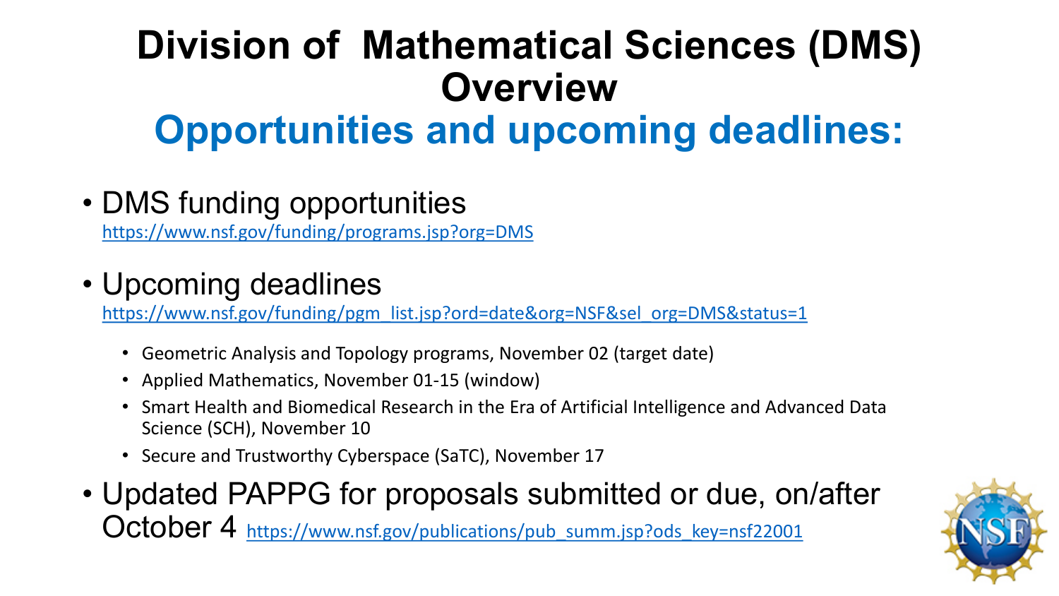# Division of Mathematical Sciences (DMS) Overview

## Opportunities and upcoming deadlines:

- DMS funding opportunities
  https://www.nsf.gov/funding/programs.jsp?org=DMS

- Upcoming deadlines
  https://www.nsf.gov/funding/pgm_list.jsp?ord=date&org=NSF&sel_org=DMS&status=1
  - Geometric Analysis and Topology programs, November 02 (target date)
  - Applied Mathematics, November 01-15 (window)
  - Smart Health and Biomedical Research in the Era of Artificial Intelligence and Advanced Data Science (SCH), November 10
  - Secure and Trustworthy Cyberspace (SaTC), November 17

- Updated PAPPG for proposals submitted or due, on/after October 4 https://www.nsf.gov/publications/pub_summ.jsp?ods_key=nsf22001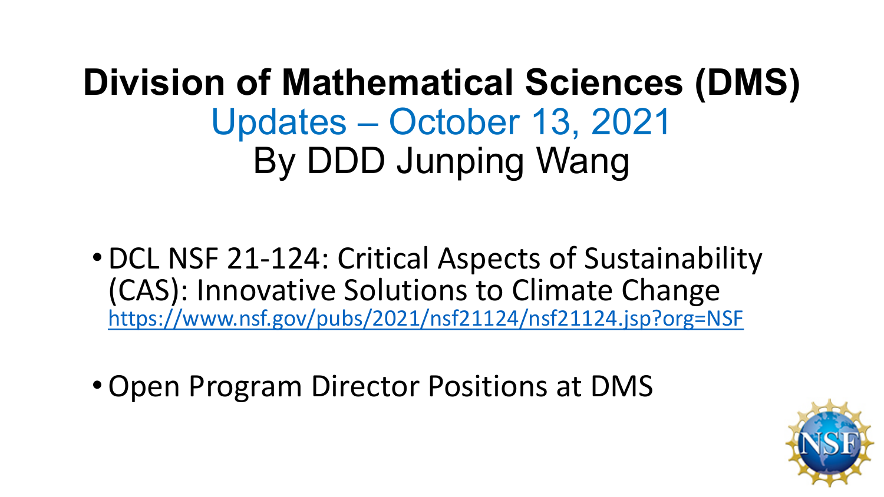# Division of Mathematical Sciences (DMS)

## Updates – October 13, 2021

## By DDD Junping Wang

- DCL NSF 21-124: Critical Aspects of Sustainability (CAS): Innovative Solutions to Climate Change
  https://www.nsf.gov/pubs/2021/nsf21124/nsf21124.jsp?org=NSF

- Open Program Director Positions at DMS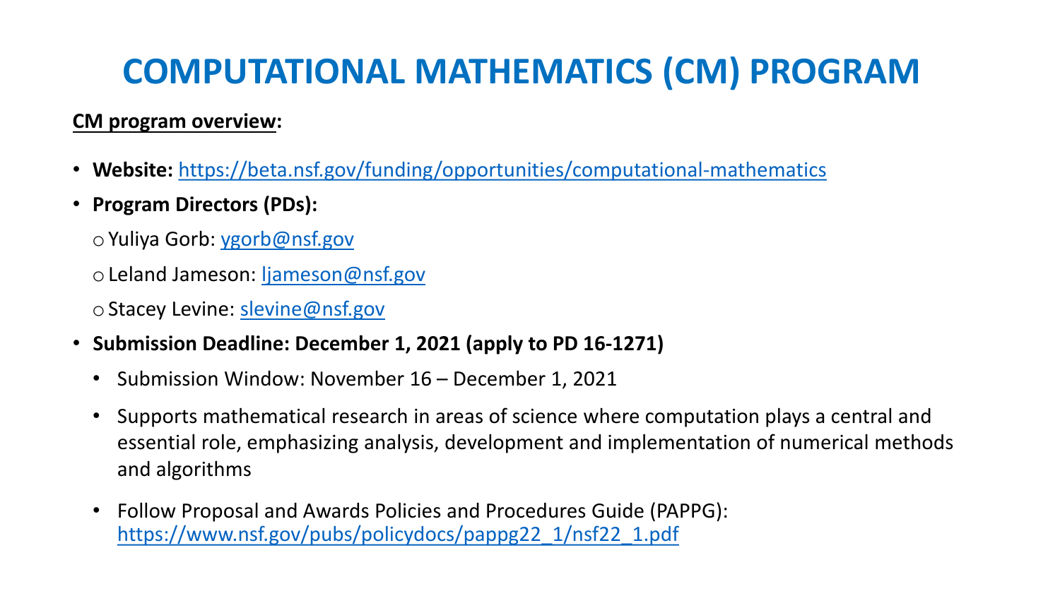# COMPUTATIONAL MATHEMATICS (CM) PROGRAM

**CM program overview**:

- **Website:** https://beta.nsf.gov/funding/opportunities/computational-mathematics
- **Program Directors (PDs):**
  - Yuliya Gorb: ygorb@nsf.gov
  - Leland Jameson: ljameson@nsf.gov
  - Stacey Levine: slevine@nsf.gov
- **Submission Deadline: December 1, 2021 (apply to PD 16-1271)**
  - Submission Window: November 16 – December 1, 2021
  - Supports mathematical research in areas of science where computation plays a central and essential role, emphasizing analysis, development and implementation of numerical methods and algorithms
  - Follow Proposal and Awards Policies and Procedures Guide (PAPPG): https://www.nsf.gov/pubs/policydocs/pappg22_1/nsf22_1.pdf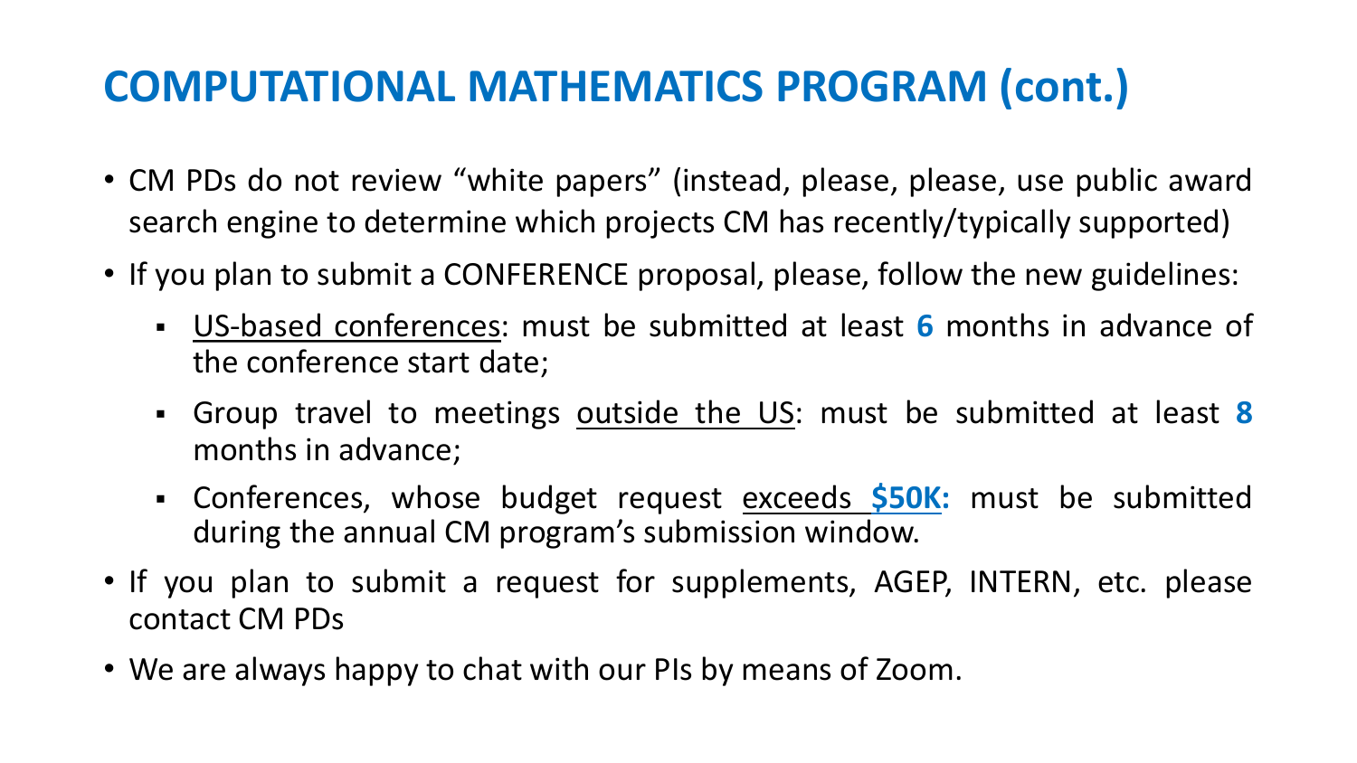# COMPUTATIONAL MATHEMATICS PROGRAM (cont.)

- CM PDs do not review "white papers" (instead, please, please, use public award search engine to determine which projects CM has recently/typically supported)
- If you plan to submit a CONFERENCE proposal, please, follow the new guidelines:
  - US-based conferences: must be submitted at least **6** months in advance of the conference start date;
  - Group travel to meetings outside the US: must be submitted at least **8** months in advance;
  - Conferences, whose budget request exceeds **$50K:** must be submitted during the annual CM program's submission window.
- If you plan to submit a request for supplements, AGEP, INTERN, etc. please contact CM PDs
- We are always happy to chat with our PIs by means of Zoom.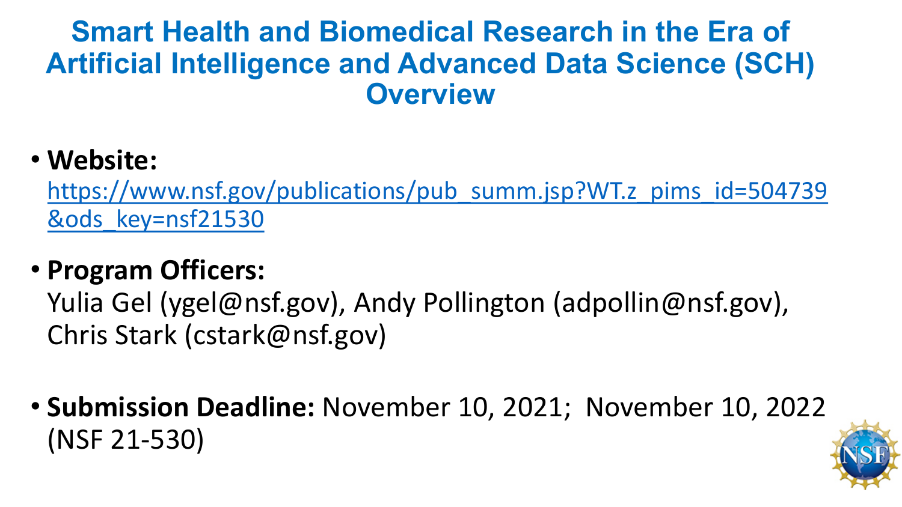# Smart Health and Biomedical Research in the Era of Artificial Intelligence and Advanced Data Science (SCH) Overview

- **Website:** https://www.nsf.gov/publications/pub_summ.jsp?WT.z_pims_id=504739&ods_key=nsf21530
- **Program Officers:** Yulia Gel (ygel@nsf.gov), Andy Pollington (adpollin@nsf.gov), Chris Stark (cstark@nsf.gov)
- **Submission Deadline:** November 10, 2021; November 10, 2022 (NSF 21-530)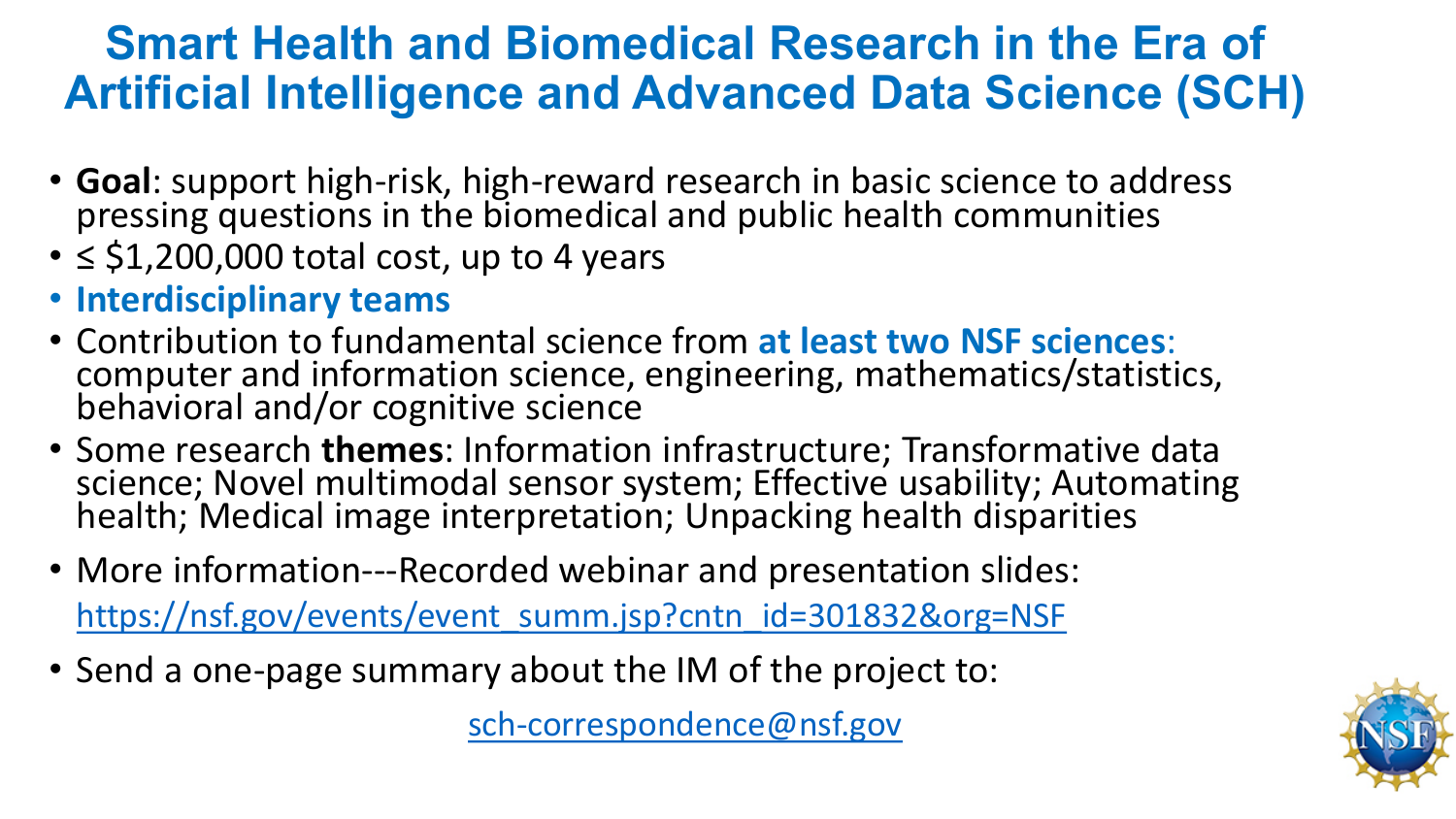# Smart Health and Biomedical Research in the Era of Artificial Intelligence and Advanced Data Science (SCH)

- **Goal**: support high-risk, high-reward research in basic science to address pressing questions in the biomedical and public health communities
- ≤ $1,200,000 total cost, up to 4 years
- **Interdisciplinary teams**
- Contribution to fundamental science from **at least two NSF sciences**: computer and information science, engineering, mathematics/statistics, behavioral and/or cognitive science
- Some research **themes**: Information infrastructure; Transformative data science; Novel multimodal sensor system; Effective usability; Automating health; Medical image interpretation; Unpacking health disparities
- More information---Recorded webinar and presentation slides: https://nsf.gov/events/event_summ.jsp?cntn_id=301832&org=NSF
- Send a one-page summary about the IM of the project to:

sch-correspondence@nsf.gov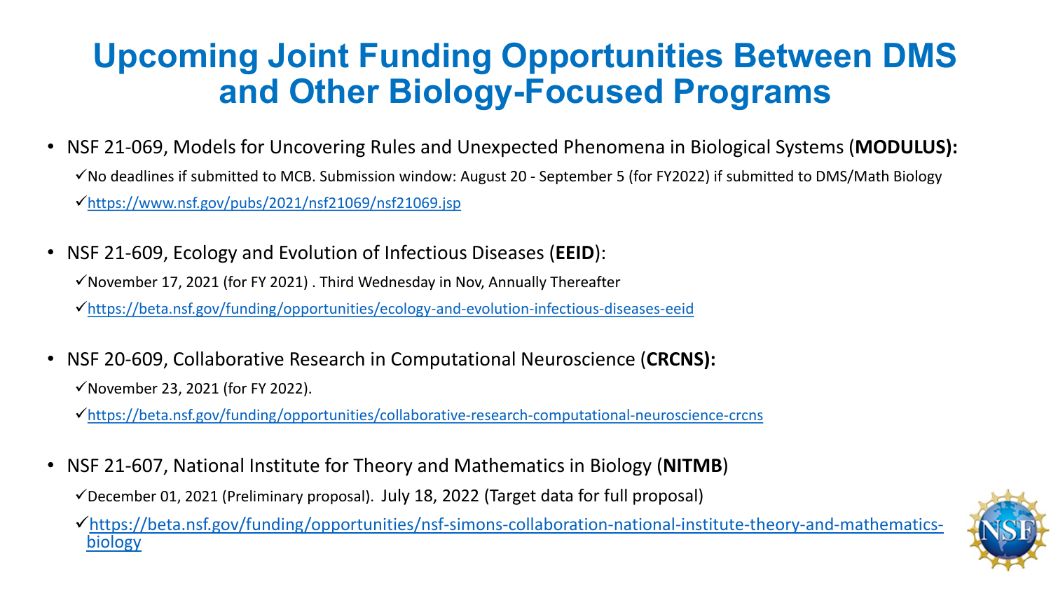# Upcoming Joint Funding Opportunities Between DMS and Other Biology-Focused Programs

- NSF 21-069, Models for Uncovering Rules and Unexpected Phenomena in Biological Systems (**MODULUS):**
  - ✓No deadlines if submitted to MCB. Submission window: August 20 - September 5 (for FY2022) if submitted to DMS/Math Biology
  - ✓https://www.nsf.gov/pubs/2021/nsf21069/nsf21069.jsp
- NSF 21-609, Ecology and Evolution of Infectious Diseases (**EEID**):
  - ✓November 17, 2021 (for FY 2021) . Third Wednesday in Nov, Annually Thereafter
  - ✓https://beta.nsf.gov/funding/opportunities/ecology-and-evolution-infectious-diseases-eeid
- NSF 20-609, Collaborative Research in Computational Neuroscience (**CRCNS):**
  - ✓November 23, 2021 (for FY 2022).
  - ✓https://beta.nsf.gov/funding/opportunities/collaborative-research-computational-neuroscience-crcns
- NSF 21-607, National Institute for Theory and Mathematics in Biology (**NITMB**)
  - ✓December 01, 2021 (Preliminary proposal). July 18, 2022 (Target data for full proposal)
  - ✓https://beta.nsf.gov/funding/opportunities/nsf-simons-collaboration-national-institute-theory-and-mathematics-biology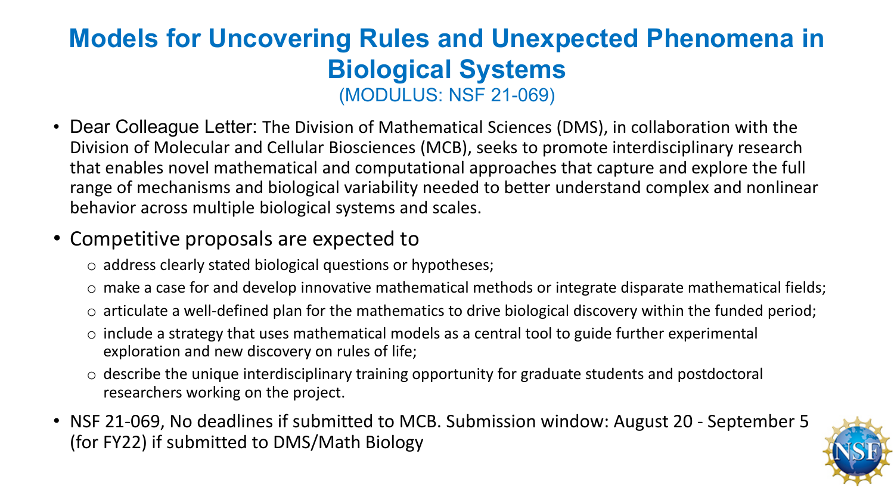# Models for Uncovering Rules and Unexpected Phenomena in Biological Systems

(MODULUS: NSF 21-069)

- Dear Colleague Letter: The Division of Mathematical Sciences (DMS), in collaboration with the Division of Molecular and Cellular Biosciences (MCB), seeks to promote interdisciplinary research that enables novel mathematical and computational approaches that capture and explore the full range of mechanisms and biological variability needed to better understand complex and nonlinear behavior across multiple biological systems and scales.
- Competitive proposals are expected to
  - address clearly stated biological questions or hypotheses;
  - make a case for and develop innovative mathematical methods or integrate disparate mathematical fields;
  - articulate a well-defined plan for the mathematics to drive biological discovery within the funded period;
  - include a strategy that uses mathematical models as a central tool to guide further experimental exploration and new discovery on rules of life;
  - describe the unique interdisciplinary training opportunity for graduate students and postdoctoral researchers working on the project.
- NSF 21-069, No deadlines if submitted to MCB. Submission window: August 20 - September 5 (for FY22) if submitted to DMS/Math Biology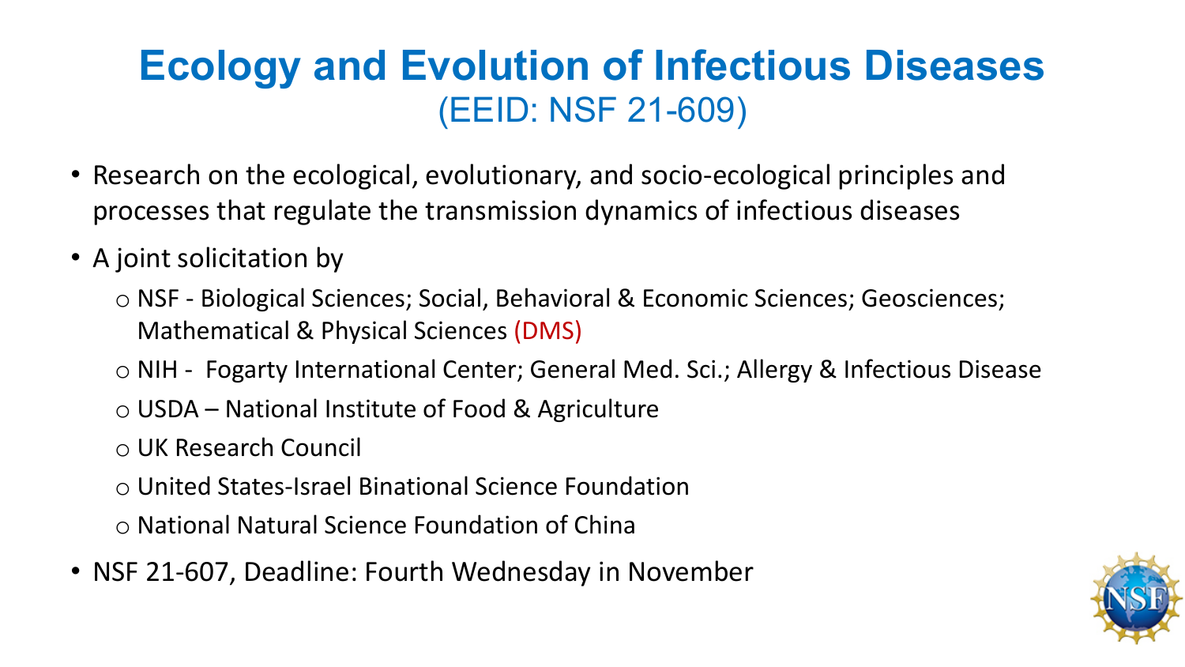# Ecology and Evolution of Infectious Diseases

## (EEID: NSF 21-609)

- Research on the ecological, evolutionary, and socio-ecological principles and processes that regulate the transmission dynamics of infectious diseases
- A joint solicitation by
  - NSF - Biological Sciences; Social, Behavioral & Economic Sciences; Geosciences; Mathematical & Physical Sciences (DMS)
  - NIH - Fogarty International Center; General Med. Sci.; Allergy & Infectious Disease
  - USDA – National Institute of Food & Agriculture
  - UK Research Council
  - United States-Israel Binational Science Foundation
  - National Natural Science Foundation of China
- NSF 21-607, Deadline: Fourth Wednesday in November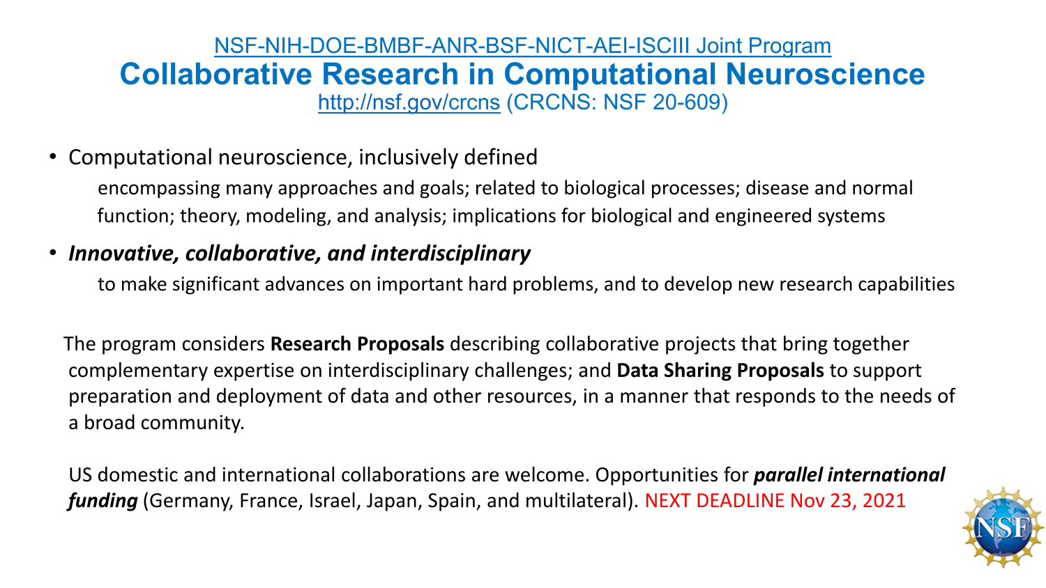NSF-NIH-DOE-BMBF-ANR-BSF-NICT-AEI-ISCIII Joint Program

# Collaborative Research in Computational Neuroscience

http://nsf.gov/crcns (CRCNS: NSF 20-609)

- Computational neuroscience, inclusively defined

  encompassing many approaches and goals; related to biological processes; disease and normal function; theory, modeling, and analysis; implications for biological and engineered systems

- ***Innovative, collaborative, and interdisciplinary***

  to make significant advances on important hard problems, and to develop new research capabilities

The program considers **Research Proposals** describing collaborative projects that bring together complementary expertise on interdisciplinary challenges; and **Data Sharing Proposals** to support preparation and deployment of data and other resources, in a manner that responds to the needs of a broad community.

US domestic and international collaborations are welcome. Opportunities for ***parallel international funding*** (Germany, France, Israel, Japan, Spain, and multilateral). NEXT DEADLINE Nov 23, 2021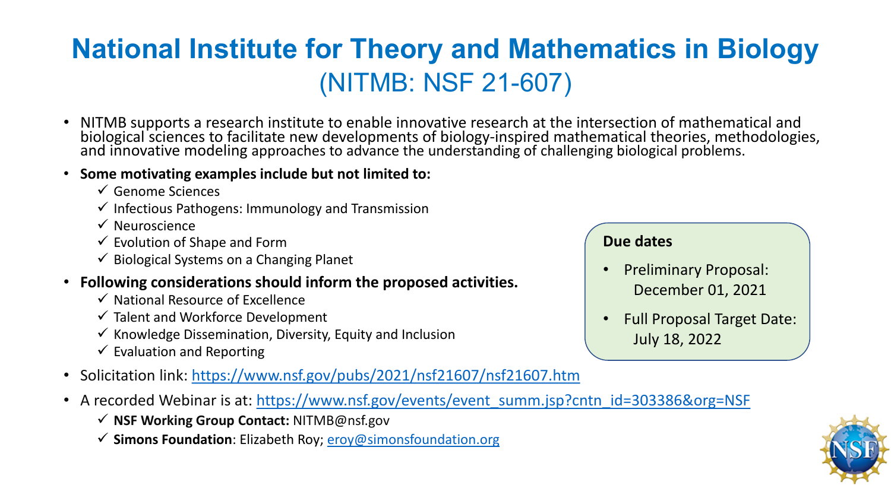# National Institute for Theory and Mathematics in Biology
## (NITMB: NSF 21-607)

- NITMB supports a research institute to enable innovative research at the intersection of mathematical and biological sciences to facilitate new developments of biology-inspired mathematical theories, methodologies, and innovative modeling approaches to advance the understanding of challenging biological problems.
- **Some motivating examples include but not limited to:**
  - ✓ Genome Sciences
  - ✓ Infectious Pathogens: Immunology and Transmission
  - ✓ Neuroscience
  - ✓ Evolution of Shape and Form
  - ✓ Biological Systems on a Changing Planet
- **Following considerations should inform the proposed activities.**
  - ✓ National Resource of Excellence
  - ✓ Talent and Workforce Development
  - ✓ Knowledge Dissemination, Diversity, Equity and Inclusion
  - ✓ Evaluation and Reporting
- Solicitation link: https://www.nsf.gov/pubs/2021/nsf21607/nsf21607.htm
- A recorded Webinar is at: https://www.nsf.gov/events/event_summ.jsp?cntn_id=303386&org=NSF
  - ✓ **NSF Working Group Contact:** NITMB@nsf.gov
  - ✓ **Simons Foundation**: Elizabeth Roy; eroy@simonsfoundation.org

**Due dates**

- Preliminary Proposal: December 01, 2021
- Full Proposal Target Date: July 18, 2022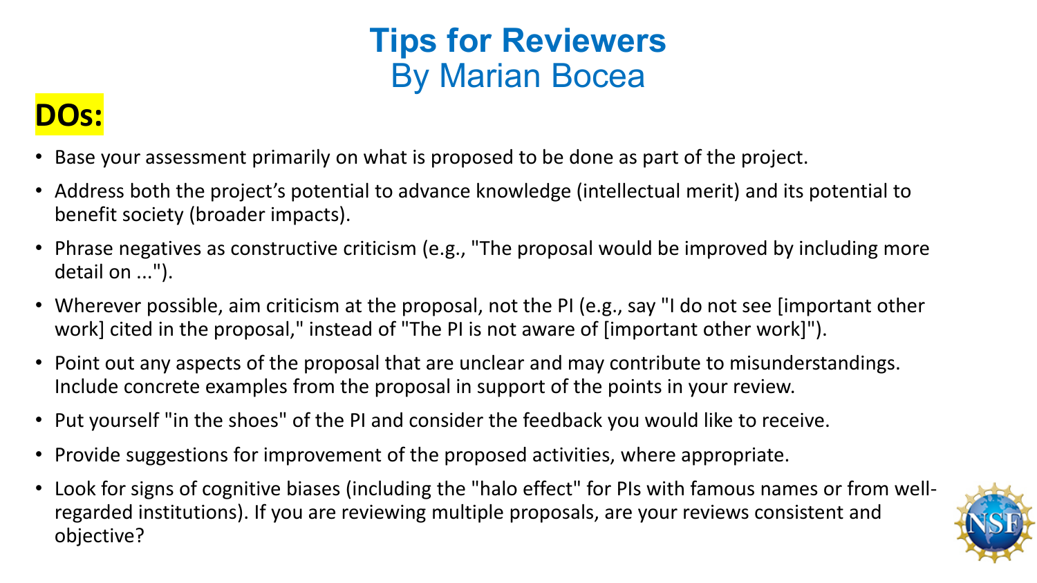# Tips for Reviewers

## By Marian Bocea

**DOs:**

- Base your assessment primarily on what is proposed to be done as part of the project.
- Address both the project's potential to advance knowledge (intellectual merit) and its potential to benefit society (broader impacts).
- Phrase negatives as constructive criticism (e.g., "The proposal would be improved by including more detail on ...").
- Wherever possible, aim criticism at the proposal, not the PI (e.g., say "I do not see [important other work] cited in the proposal," instead of "The PI is not aware of [important other work]").
- Point out any aspects of the proposal that are unclear and may contribute to misunderstandings. Include concrete examples from the proposal in support of the points in your review.
- Put yourself "in the shoes" of the PI and consider the feedback you would like to receive.
- Provide suggestions for improvement of the proposed activities, where appropriate.
- Look for signs of cognitive biases (including the "halo effect" for PIs with famous names or from well-regarded institutions). If you are reviewing multiple proposals, are your reviews consistent and objective?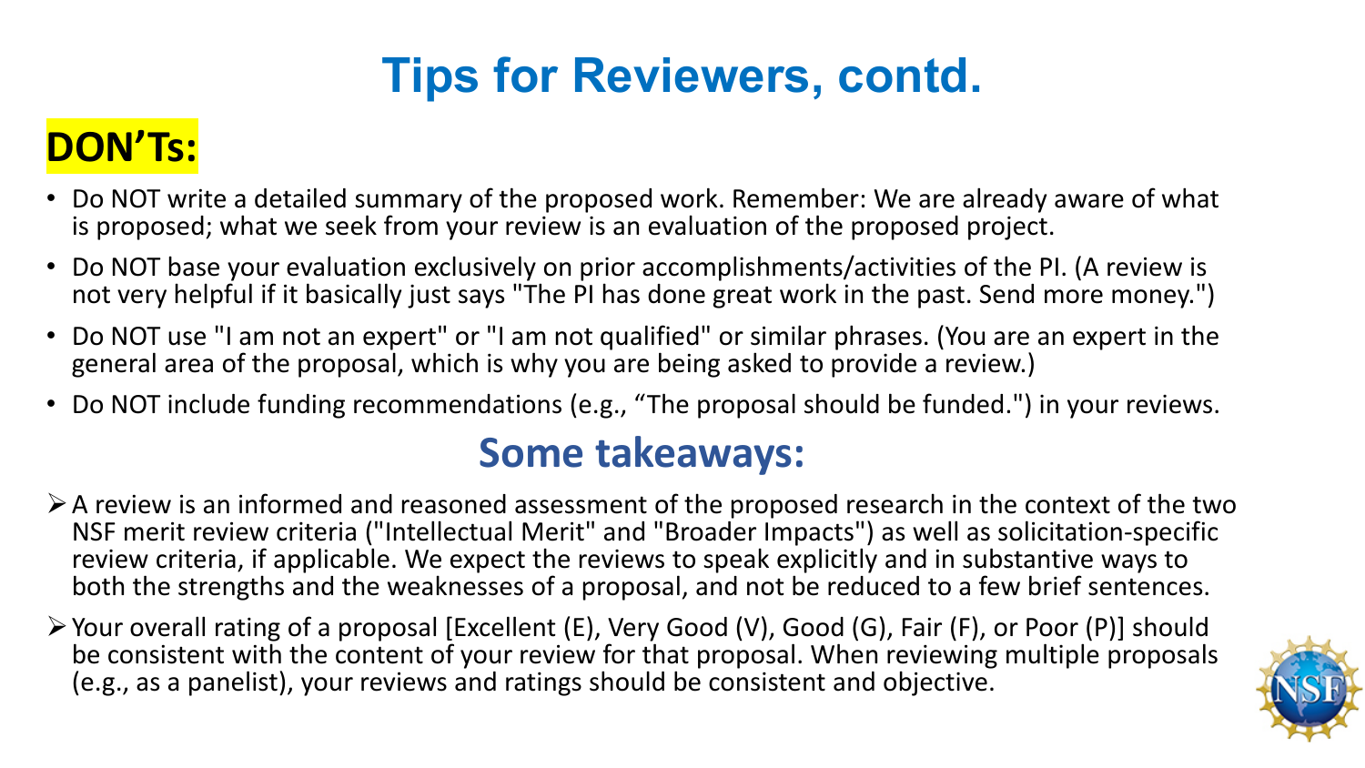# Tips for Reviewers, contd.

## DON'Ts:

- Do NOT write a detailed summary of the proposed work. Remember: We are already aware of what is proposed; what we seek from your review is an evaluation of the proposed project.
- Do NOT base your evaluation exclusively on prior accomplishments/activities of the PI. (A review is not very helpful if it basically just says "The PI has done great work in the past. Send more money.")
- Do NOT use "I am not an expert" or "I am not qualified" or similar phrases. (You are an expert in the general area of the proposal, which is why you are being asked to provide a review.)
- Do NOT include funding recommendations (e.g., "The proposal should be funded.") in your reviews.

## Some takeaways:

- A review is an informed and reasoned assessment of the proposed research in the context of the two NSF merit review criteria ("Intellectual Merit" and "Broader Impacts") as well as solicitation-specific review criteria, if applicable. We expect the reviews to speak explicitly and in substantive ways to both the strengths and the weaknesses of a proposal, and not be reduced to a few brief sentences.
- Your overall rating of a proposal [Excellent (E), Very Good (V), Good (G), Fair (F), or Poor (P)] should be consistent with the content of your review for that proposal. When reviewing multiple proposals (e.g., as a panelist), your reviews and ratings should be consistent and objective.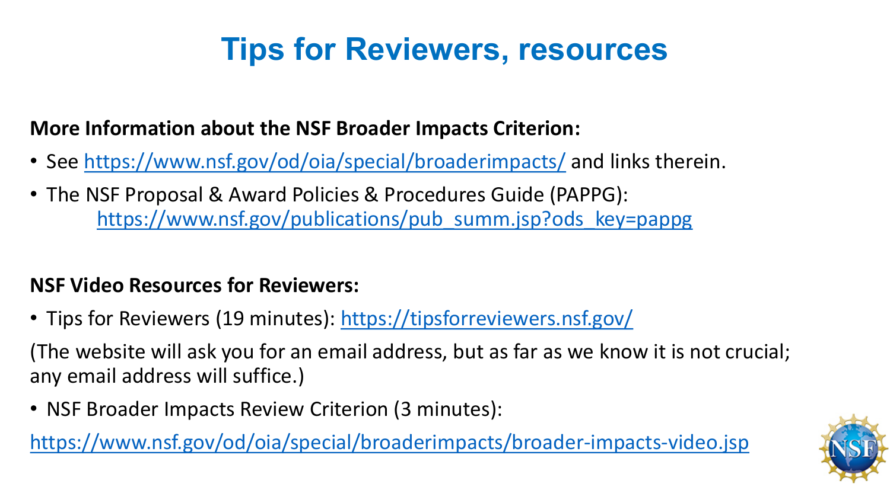# Tips for Reviewers, resources

**More Information about the NSF Broader Impacts Criterion:**

- See https://www.nsf.gov/od/oia/special/broaderimpacts/ and links therein.
- The NSF Proposal & Award Policies & Procedures Guide (PAPPG): https://www.nsf.gov/publications/pub_summ.jsp?ods_key=pappg

**NSF Video Resources for Reviewers:**

- Tips for Reviewers (19 minutes): https://tipsforreviewers.nsf.gov/

(The website will ask you for an email address, but as far as we know it is not crucial; any email address will suffice.)

- NSF Broader Impacts Review Criterion (3 minutes):

https://www.nsf.gov/od/oia/special/broaderimpacts/broader-impacts-video.jsp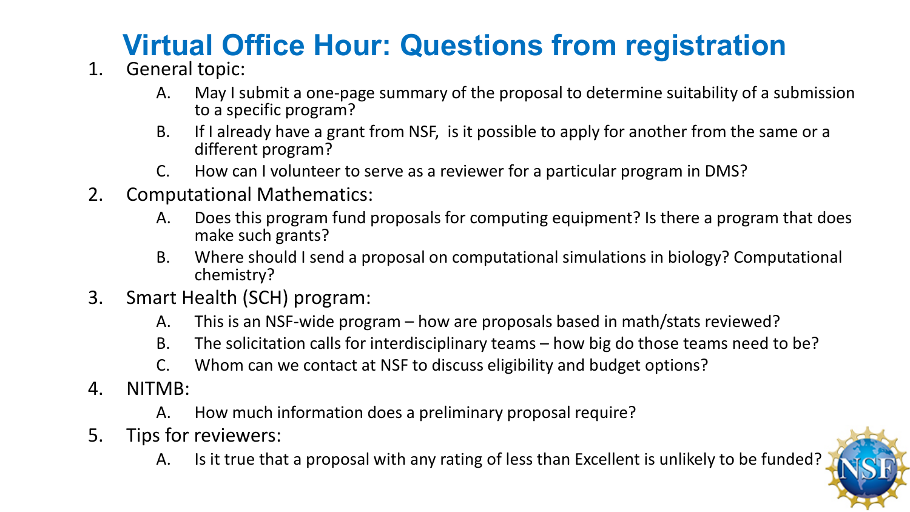# Virtual Office Hour: Questions from registration

1. General topic:
   - A. May I submit a one-page summary of the proposal to determine suitability of a submission to a specific program?
   - B. If I already have a grant from NSF,  is it possible to apply for another from the same or a different program?
   - C. How can I volunteer to serve as a reviewer for a particular program in DMS?
2. Computational Mathematics:
   - A. Does this program fund proposals for computing equipment? Is there a program that does make such grants?
   - B. Where should I send a proposal on computational simulations in biology? Computational chemistry?
3. Smart Health (SCH) program:
   - A. This is an NSF-wide program – how are proposals based in math/stats reviewed?
   - B. The solicitation calls for interdisciplinary teams – how big do those teams need to be?
   - C. Whom can we contact at NSF to discuss eligibility and budget options?
4. NITMB:
   - A. How much information does a preliminary proposal require?
5. Tips for reviewers:
   - A. Is it true that a proposal with any rating of less than Excellent is unlikely to be funded?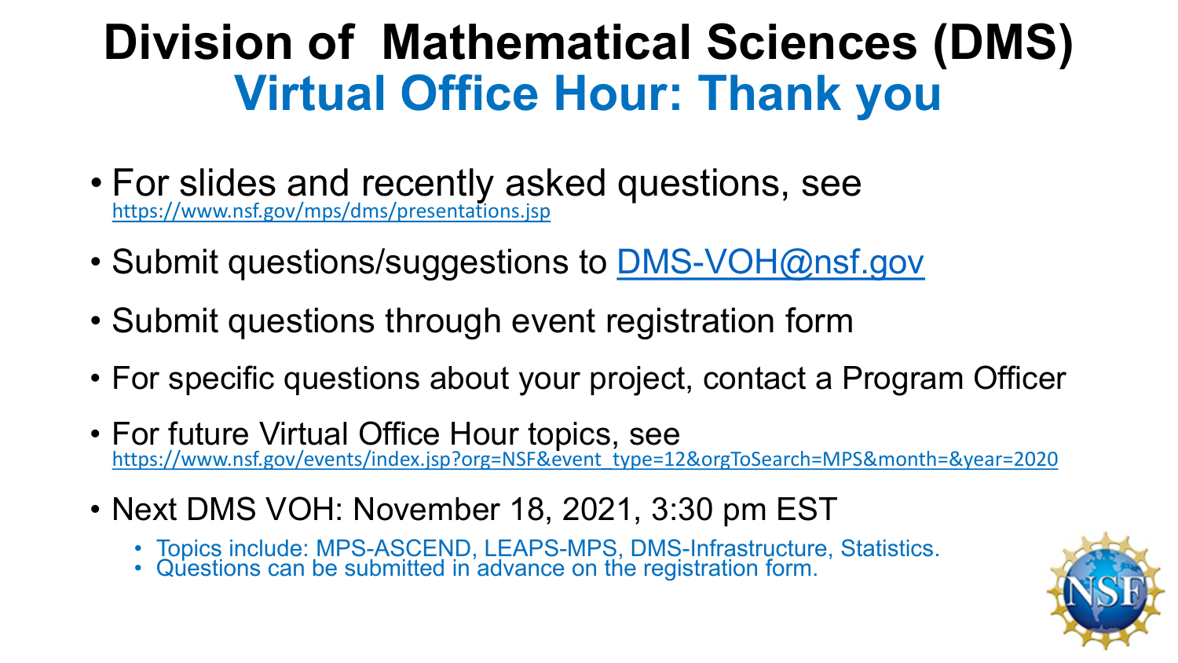# Division of Mathematical Sciences (DMS)
## Virtual Office Hour: Thank you

- For slides and recently asked questions, see https://www.nsf.gov/mps/dms/presentations.jsp
- Submit questions/suggestions to DMS-VOH@nsf.gov
- Submit questions through event registration form
- For specific questions about your project, contact a Program Officer
- For future Virtual Office Hour topics, see https://www.nsf.gov/events/index.jsp?org=NSF&event_type=12&orgToSearch=MPS&month=&year=2020
- Next DMS VOH: November 18, 2021, 3:30 pm EST
  - Topics include: MPS-ASCEND, LEAPS-MPS, DMS-Infrastructure, Statistics.
  - Questions can be submitted in advance on the registration form.